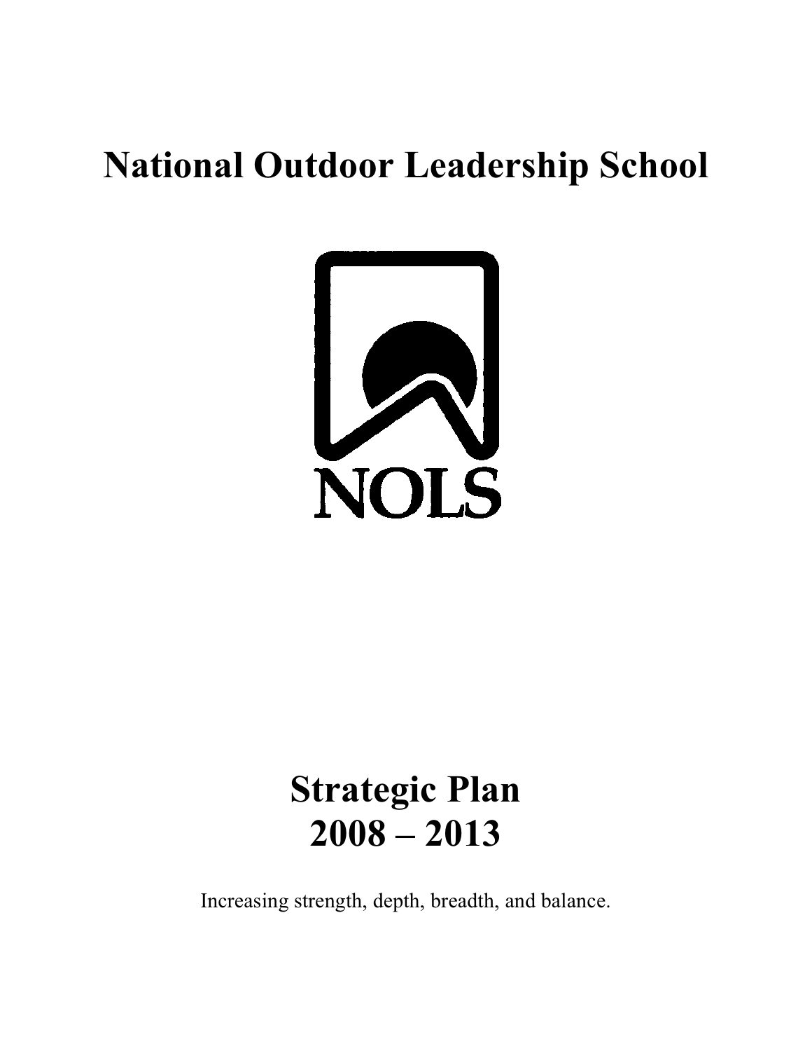# National Outdoor Leadership School

NOLS

# Strategic Plan 2008 – 2013

Increasing strength, depth, breadth, and balance.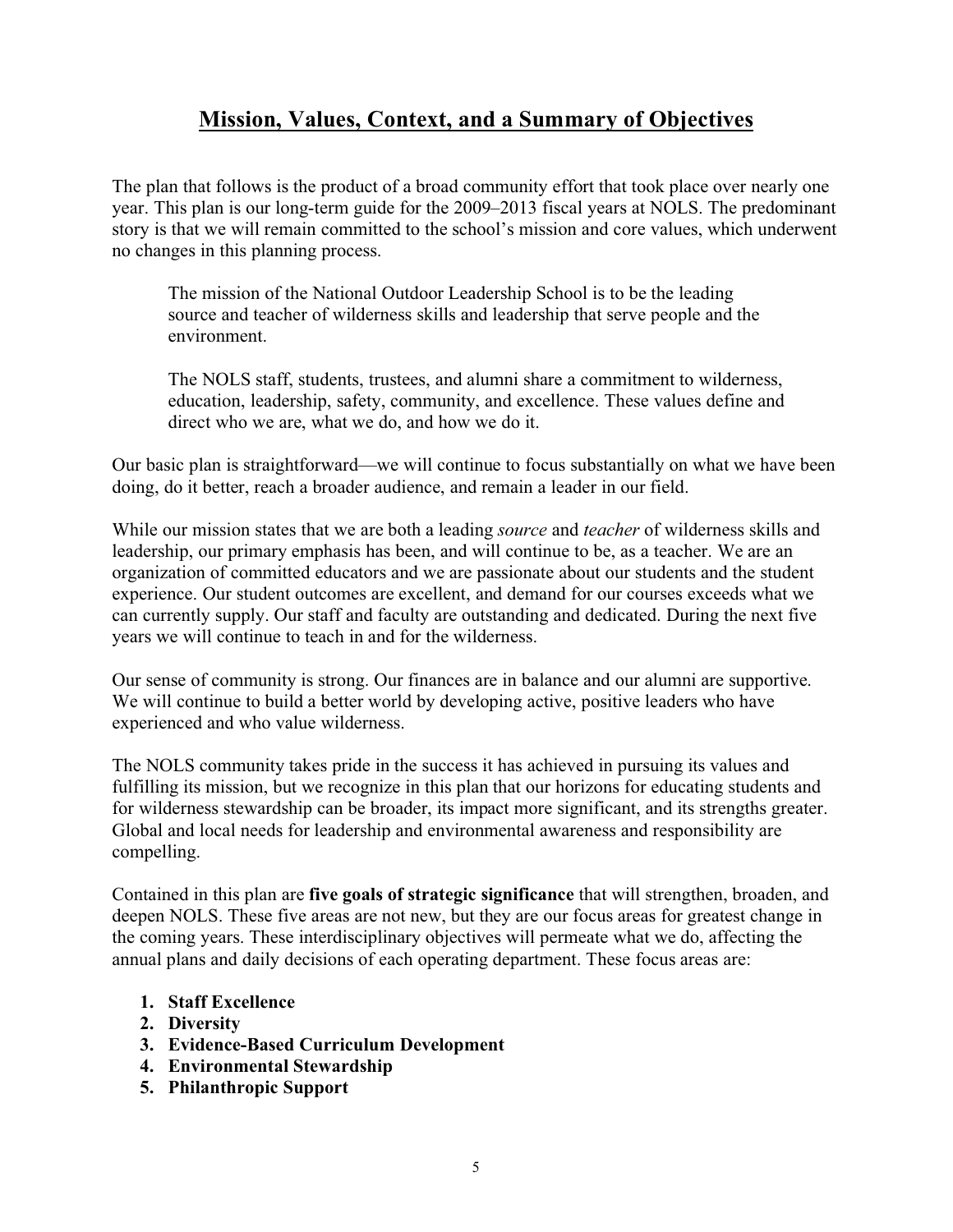## Mission, Values, Context, and a Summary of Objectives

The plan that follows is the product of a broad community effort that took place over nearly one year. This plan is our long-term guide for the 2009–2013 fiscal years at NOLS. The predominant story is that we will remain committed to the school's mission and core values, which underwent no changes in this planning process.

> The mission of the National Outdoor Leadership School is to be the leading source and teacher of wilderness skills and leadership that serve people and the environment.
>
> The NOLS staff, students, trustees, and alumni share a commitment to wilderness, education, leadership, safety, community, and excellence. These values define and direct who we are, what we do, and how we do it.

Our basic plan is straightforward—we will continue to focus substantially on what we have been doing, do it better, reach a broader audience, and remain a leader in our field.

While our mission states that we are both a leading *source* and *teacher* of wilderness skills and leadership, our primary emphasis has been, and will continue to be, as a teacher. We are an organization of committed educators and we are passionate about our students and the student experience. Our student outcomes are excellent, and demand for our courses exceeds what we can currently supply. Our staff and faculty are outstanding and dedicated. During the next five years we will continue to teach in and for the wilderness.

Our sense of community is strong. Our finances are in balance and our alumni are supportive. We will continue to build a better world by developing active, positive leaders who have experienced and who value wilderness.

The NOLS community takes pride in the success it has achieved in pursuing its values and fulfilling its mission, but we recognize in this plan that our horizons for educating students and for wilderness stewardship can be broader, its impact more significant, and its strengths greater. Global and local needs for leadership and environmental awareness and responsibility are compelling.

Contained in this plan are **five goals of strategic significance** that will strengthen, broaden, and deepen NOLS. These five areas are not new, but they are our focus areas for greatest change in the coming years. These interdisciplinary objectives will permeate what we do, affecting the annual plans and daily decisions of each operating department. These focus areas are:

1. **Staff Excellence**
2. **Diversity**
3. **Evidence-Based Curriculum Development**
4. **Environmental Stewardship**
5. **Philanthropic Support**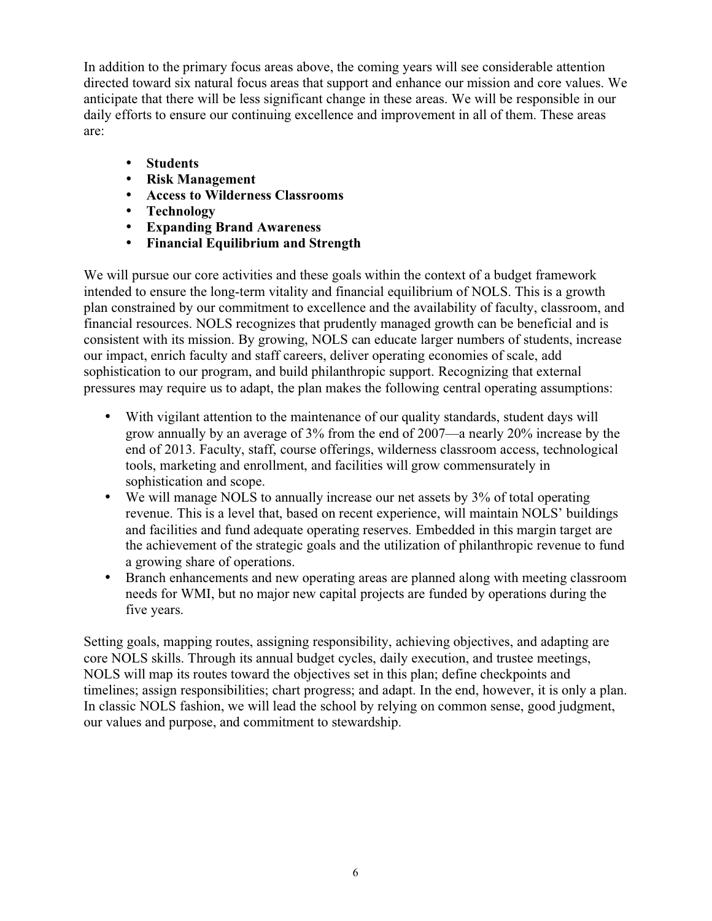In addition to the primary focus areas above, the coming years will see considerable attention directed toward six natural focus areas that support and enhance our mission and core values. We anticipate that there will be less significant change in these areas. We will be responsible in our daily efforts to ensure our continuing excellence and improvement in all of them. These areas are:

- **Students**
- **Risk Management**
- **Access to Wilderness Classrooms**
- **Technology**
- **Expanding Brand Awareness**
- **Financial Equilibrium and Strength**

We will pursue our core activities and these goals within the context of a budget framework intended to ensure the long-term vitality and financial equilibrium of NOLS. This is a growth plan constrained by our commitment to excellence and the availability of faculty, classroom, and financial resources. NOLS recognizes that prudently managed growth can be beneficial and is consistent with its mission. By growing, NOLS can educate larger numbers of students, increase our impact, enrich faculty and staff careers, deliver operating economies of scale, add sophistication to our program, and build philanthropic support. Recognizing that external pressures may require us to adapt, the plan makes the following central operating assumptions:

- With vigilant attention to the maintenance of our quality standards, student days will grow annually by an average of 3% from the end of 2007—a nearly 20% increase by the end of 2013. Faculty, staff, course offerings, wilderness classroom access, technological tools, marketing and enrollment, and facilities will grow commensurately in sophistication and scope.
- We will manage NOLS to annually increase our net assets by 3% of total operating revenue. This is a level that, based on recent experience, will maintain NOLS' buildings and facilities and fund adequate operating reserves. Embedded in this margin target are the achievement of the strategic goals and the utilization of philanthropic revenue to fund a growing share of operations.
- Branch enhancements and new operating areas are planned along with meeting classroom needs for WMI, but no major new capital projects are funded by operations during the five years.

Setting goals, mapping routes, assigning responsibility, achieving objectives, and adapting are core NOLS skills. Through its annual budget cycles, daily execution, and trustee meetings, NOLS will map its routes toward the objectives set in this plan; define checkpoints and timelines; assign responsibilities; chart progress; and adapt. In the end, however, it is only a plan. In classic NOLS fashion, we will lead the school by relying on common sense, good judgment, our values and purpose, and commitment to stewardship.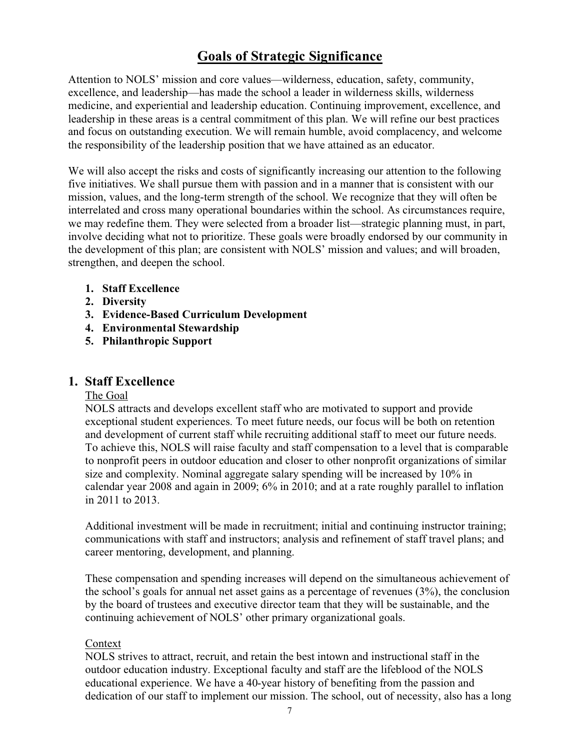# Goals of Strategic Significance

Attention to NOLS' mission and core values—wilderness, education, safety, community, excellence, and leadership—has made the school a leader in wilderness skills, wilderness medicine, and experiential and leadership education. Continuing improvement, excellence, and leadership in these areas is a central commitment of this plan. We will refine our best practices and focus on outstanding execution. We will remain humble, avoid complacency, and welcome the responsibility of the leadership position that we have attained as an educator.

We will also accept the risks and costs of significantly increasing our attention to the following five initiatives. We shall pursue them with passion and in a manner that is consistent with our mission, values, and the long-term strength of the school. We recognize that they will often be interrelated and cross many operational boundaries within the school. As circumstances require, we may redefine them. They were selected from a broader list—strategic planning must, in part, involve deciding what not to prioritize. These goals were broadly endorsed by our community in the development of this plan; are consistent with NOLS' mission and values; and will broaden, strengthen, and deepen the school.

1. **Staff Excellence**
2. **Diversity**
3. **Evidence-Based Curriculum Development**
4. **Environmental Stewardship**
5. **Philanthropic Support**

## 1. Staff Excellence

### The Goal

NOLS attracts and develops excellent staff who are motivated to support and provide exceptional student experiences. To meet future needs, our focus will be both on retention and development of current staff while recruiting additional staff to meet our future needs. To achieve this, NOLS will raise faculty and staff compensation to a level that is comparable to nonprofit peers in outdoor education and closer to other nonprofit organizations of similar size and complexity. Nominal aggregate salary spending will be increased by 10% in calendar year 2008 and again in 2009; 6% in 2010; and at a rate roughly parallel to inflation in 2011 to 2013.

Additional investment will be made in recruitment; initial and continuing instructor training; communications with staff and instructors; analysis and refinement of staff travel plans; and career mentoring, development, and planning.

These compensation and spending increases will depend on the simultaneous achievement of the school's goals for annual net asset gains as a percentage of revenues (3%), the conclusion by the board of trustees and executive director team that they will be sustainable, and the continuing achievement of NOLS' other primary organizational goals.

### Context

NOLS strives to attract, recruit, and retain the best intown and instructional staff in the outdoor education industry. Exceptional faculty and staff are the lifeblood of the NOLS educational experience. We have a 40-year history of benefiting from the passion and dedication of our staff to implement our mission. The school, out of necessity, also has a long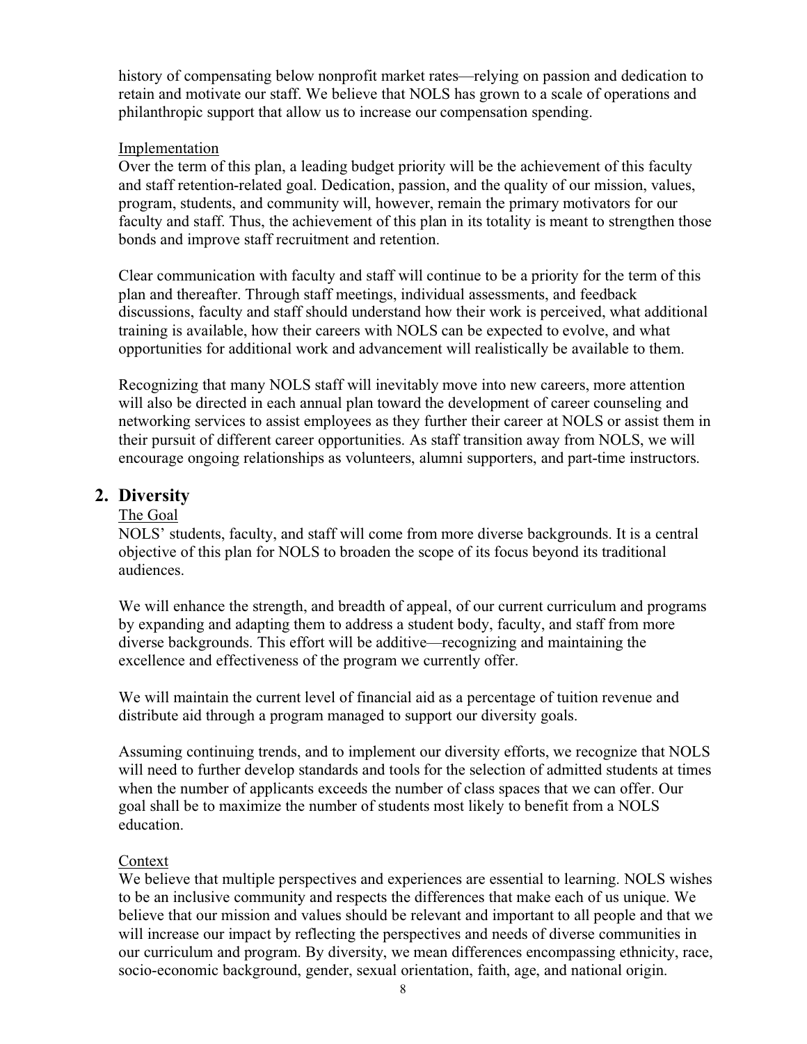history of compensating below nonprofit market rates—relying on passion and dedication to retain and motivate our staff. We believe that NOLS has grown to a scale of operations and philanthropic support that allow us to increase our compensation spending.

Implementation

Over the term of this plan, a leading budget priority will be the achievement of this faculty and staff retention-related goal. Dedication, passion, and the quality of our mission, values, program, students, and community will, however, remain the primary motivators for our faculty and staff. Thus, the achievement of this plan in its totality is meant to strengthen those bonds and improve staff recruitment and retention.

Clear communication with faculty and staff will continue to be a priority for the term of this plan and thereafter. Through staff meetings, individual assessments, and feedback discussions, faculty and staff should understand how their work is perceived, what additional training is available, how their careers with NOLS can be expected to evolve, and what opportunities for additional work and advancement will realistically be available to them.

Recognizing that many NOLS staff will inevitably move into new careers, more attention will also be directed in each annual plan toward the development of career counseling and networking services to assist employees as they further their career at NOLS or assist them in their pursuit of different career opportunities. As staff transition away from NOLS, we will encourage ongoing relationships as volunteers, alumni supporters, and part-time instructors.

## 2. Diversity

The Goal

NOLS' students, faculty, and staff will come from more diverse backgrounds. It is a central objective of this plan for NOLS to broaden the scope of its focus beyond its traditional audiences.

We will enhance the strength, and breadth of appeal, of our current curriculum and programs by expanding and adapting them to address a student body, faculty, and staff from more diverse backgrounds. This effort will be additive—recognizing and maintaining the excellence and effectiveness of the program we currently offer.

We will maintain the current level of financial aid as a percentage of tuition revenue and distribute aid through a program managed to support our diversity goals.

Assuming continuing trends, and to implement our diversity efforts, we recognize that NOLS will need to further develop standards and tools for the selection of admitted students at times when the number of applicants exceeds the number of class spaces that we can offer. Our goal shall be to maximize the number of students most likely to benefit from a NOLS education.

Context

We believe that multiple perspectives and experiences are essential to learning. NOLS wishes to be an inclusive community and respects the differences that make each of us unique. We believe that our mission and values should be relevant and important to all people and that we will increase our impact by reflecting the perspectives and needs of diverse communities in our curriculum and program. By diversity, we mean differences encompassing ethnicity, race, socio-economic background, gender, sexual orientation, faith, age, and national origin.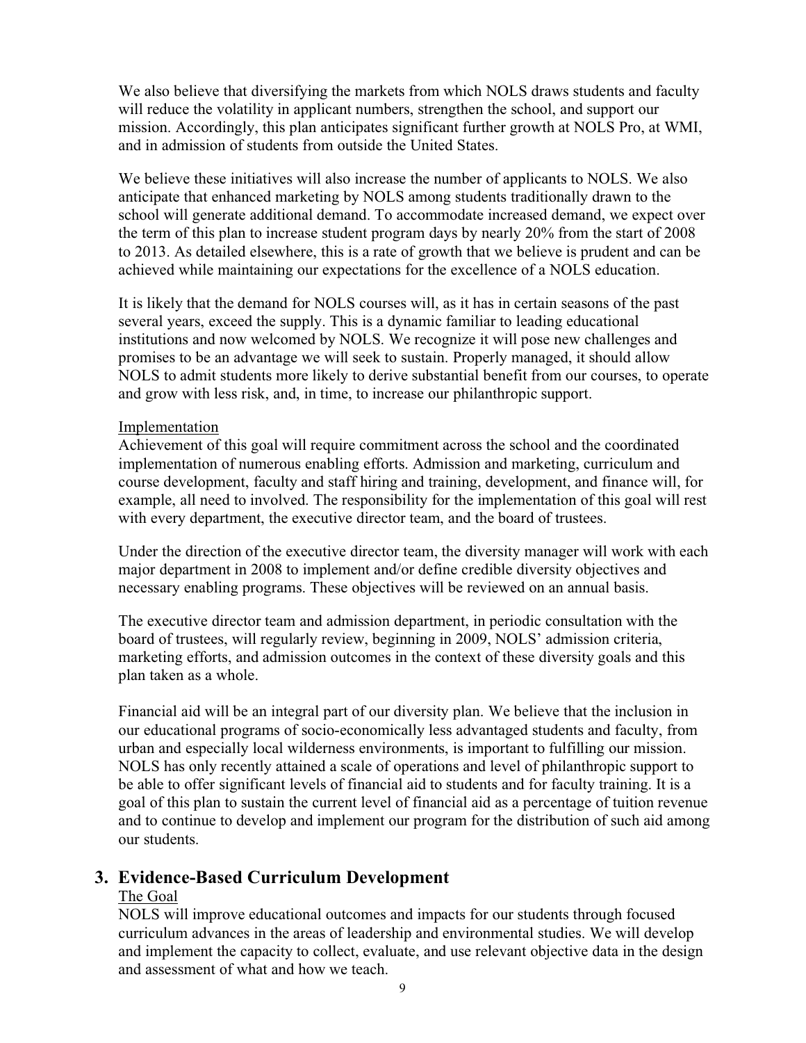We also believe that diversifying the markets from which NOLS draws students and faculty will reduce the volatility in applicant numbers, strengthen the school, and support our mission. Accordingly, this plan anticipates significant further growth at NOLS Pro, at WMI, and in admission of students from outside the United States.

We believe these initiatives will also increase the number of applicants to NOLS. We also anticipate that enhanced marketing by NOLS among students traditionally drawn to the school will generate additional demand. To accommodate increased demand, we expect over the term of this plan to increase student program days by nearly 20% from the start of 2008 to 2013. As detailed elsewhere, this is a rate of growth that we believe is prudent and can be achieved while maintaining our expectations for the excellence of a NOLS education.

It is likely that the demand for NOLS courses will, as it has in certain seasons of the past several years, exceed the supply. This is a dynamic familiar to leading educational institutions and now welcomed by NOLS. We recognize it will pose new challenges and promises to be an advantage we will seek to sustain. Properly managed, it should allow NOLS to admit students more likely to derive substantial benefit from our courses, to operate and grow with less risk, and, in time, to increase our philanthropic support.

<u>Implementation</u>

Achievement of this goal will require commitment across the school and the coordinated implementation of numerous enabling efforts. Admission and marketing, curriculum and course development, faculty and staff hiring and training, development, and finance will, for example, all need to involved. The responsibility for the implementation of this goal will rest with every department, the executive director team, and the board of trustees.

Under the direction of the executive director team, the diversity manager will work with each major department in 2008 to implement and/or define credible diversity objectives and necessary enabling programs. These objectives will be reviewed on an annual basis.

The executive director team and admission department, in periodic consultation with the board of trustees, will regularly review, beginning in 2009, NOLS' admission criteria, marketing efforts, and admission outcomes in the context of these diversity goals and this plan taken as a whole.

Financial aid will be an integral part of our diversity plan. We believe that the inclusion in our educational programs of socio-economically less advantaged students and faculty, from urban and especially local wilderness environments, is important to fulfilling our mission. NOLS has only recently attained a scale of operations and level of philanthropic support to be able to offer significant levels of financial aid to students and for faculty training. It is a goal of this plan to sustain the current level of financial aid as a percentage of tuition revenue and to continue to develop and implement our program for the distribution of such aid among our students.

## 3. Evidence-Based Curriculum Development

<u>The Goal</u>

NOLS will improve educational outcomes and impacts for our students through focused curriculum advances in the areas of leadership and environmental studies. We will develop and implement the capacity to collect, evaluate, and use relevant objective data in the design and assessment of what and how we teach.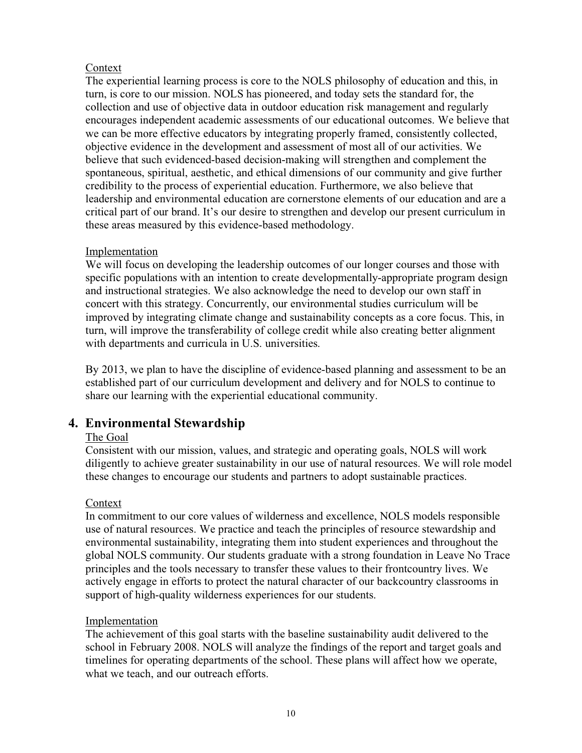Context

The experiential learning process is core to the NOLS philosophy of education and this, in turn, is core to our mission. NOLS has pioneered, and today sets the standard for, the collection and use of objective data in outdoor education risk management and regularly encourages independent academic assessments of our educational outcomes. We believe that we can be more effective educators by integrating properly framed, consistently collected, objective evidence in the development and assessment of most all of our activities. We believe that such evidenced-based decision-making will strengthen and complement the spontaneous, spiritual, aesthetic, and ethical dimensions of our community and give further credibility to the process of experiential education. Furthermore, we also believe that leadership and environmental education are cornerstone elements of our education and are a critical part of our brand. It's our desire to strengthen and develop our present curriculum in these areas measured by this evidence-based methodology.

Implementation

We will focus on developing the leadership outcomes of our longer courses and those with specific populations with an intention to create developmentally-appropriate program design and instructional strategies. We also acknowledge the need to develop our own staff in concert with this strategy. Concurrently, our environmental studies curriculum will be improved by integrating climate change and sustainability concepts as a core focus. This, in turn, will improve the transferability of college credit while also creating better alignment with departments and curricula in U.S. universities.

By 2013, we plan to have the discipline of evidence-based planning and assessment to be an established part of our curriculum development and delivery and for NOLS to continue to share our learning with the experiential educational community.

## 4. Environmental Stewardship

The Goal

Consistent with our mission, values, and strategic and operating goals, NOLS will work diligently to achieve greater sustainability in our use of natural resources. We will role model these changes to encourage our students and partners to adopt sustainable practices.

Context

In commitment to our core values of wilderness and excellence, NOLS models responsible use of natural resources. We practice and teach the principles of resource stewardship and environmental sustainability, integrating them into student experiences and throughout the global NOLS community. Our students graduate with a strong foundation in Leave No Trace principles and the tools necessary to transfer these values to their frontcountry lives. We actively engage in efforts to protect the natural character of our backcountry classrooms in support of high-quality wilderness experiences for our students.

Implementation

The achievement of this goal starts with the baseline sustainability audit delivered to the school in February 2008. NOLS will analyze the findings of the report and target goals and timelines for operating departments of the school. These plans will affect how we operate, what we teach, and our outreach efforts.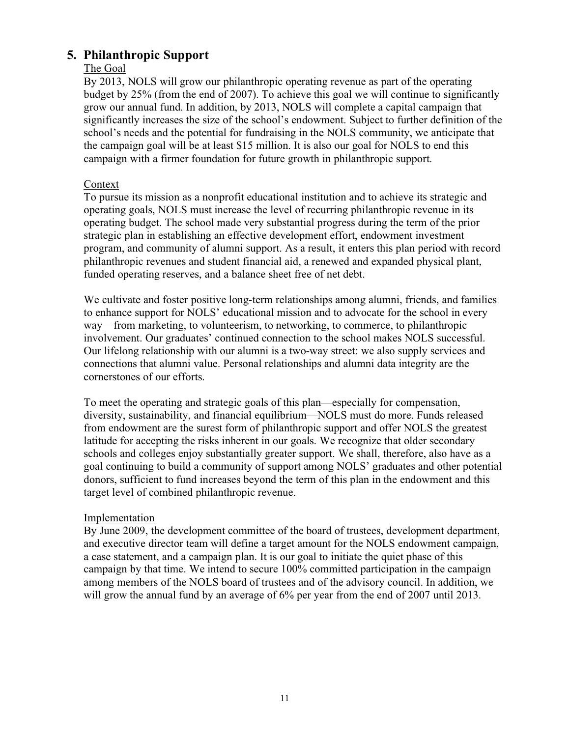## 5. Philanthropic Support

The Goal

By 2013, NOLS will grow our philanthropic operating revenue as part of the operating budget by 25% (from the end of 2007). To achieve this goal we will continue to significantly grow our annual fund. In addition, by 2013, NOLS will complete a capital campaign that significantly increases the size of the school's endowment. Subject to further definition of the school's needs and the potential for fundraising in the NOLS community, we anticipate that the campaign goal will be at least $15 million. It is also our goal for NOLS to end this campaign with a firmer foundation for future growth in philanthropic support.

Context

To pursue its mission as a nonprofit educational institution and to achieve its strategic and operating goals, NOLS must increase the level of recurring philanthropic revenue in its operating budget. The school made very substantial progress during the term of the prior strategic plan in establishing an effective development effort, endowment investment program, and community of alumni support. As a result, it enters this plan period with record philanthropic revenues and student financial aid, a renewed and expanded physical plant, funded operating reserves, and a balance sheet free of net debt.

We cultivate and foster positive long-term relationships among alumni, friends, and families to enhance support for NOLS' educational mission and to advocate for the school in every way—from marketing, to volunteerism, to networking, to commerce, to philanthropic involvement. Our graduates' continued connection to the school makes NOLS successful. Our lifelong relationship with our alumni is a two-way street: we also supply services and connections that alumni value. Personal relationships and alumni data integrity are the cornerstones of our efforts.

To meet the operating and strategic goals of this plan—especially for compensation, diversity, sustainability, and financial equilibrium—NOLS must do more. Funds released from endowment are the surest form of philanthropic support and offer NOLS the greatest latitude for accepting the risks inherent in our goals. We recognize that older secondary schools and colleges enjoy substantially greater support. We shall, therefore, also have as a goal continuing to build a community of support among NOLS' graduates and other potential donors, sufficient to fund increases beyond the term of this plan in the endowment and this target level of combined philanthropic revenue.

Implementation

By June 2009, the development committee of the board of trustees, development department, and executive director team will define a target amount for the NOLS endowment campaign, a case statement, and a campaign plan. It is our goal to initiate the quiet phase of this campaign by that time. We intend to secure 100% committed participation in the campaign among members of the NOLS board of trustees and of the advisory council. In addition, we will grow the annual fund by an average of 6% per year from the end of 2007 until 2013.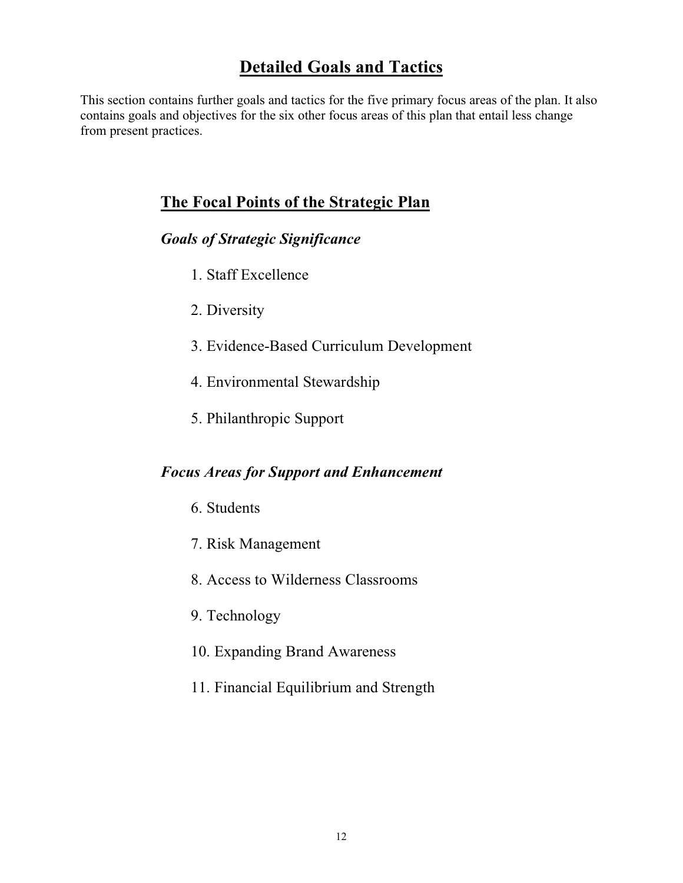# Detailed Goals and Tactics

This section contains further goals and tactics for the five primary focus areas of the plan. It also contains goals and objectives for the six other focus areas of this plan that entail less change from present practices.

## The Focal Points of the Strategic Plan

### *Goals of Strategic Significance*

1. Staff Excellence
2. Diversity
3. Evidence-Based Curriculum Development
4. Environmental Stewardship
5. Philanthropic Support

### *Focus Areas for Support and Enhancement*

6. Students
7. Risk Management
8. Access to Wilderness Classrooms
9. Technology
10. Expanding Brand Awareness
11. Financial Equilibrium and Strength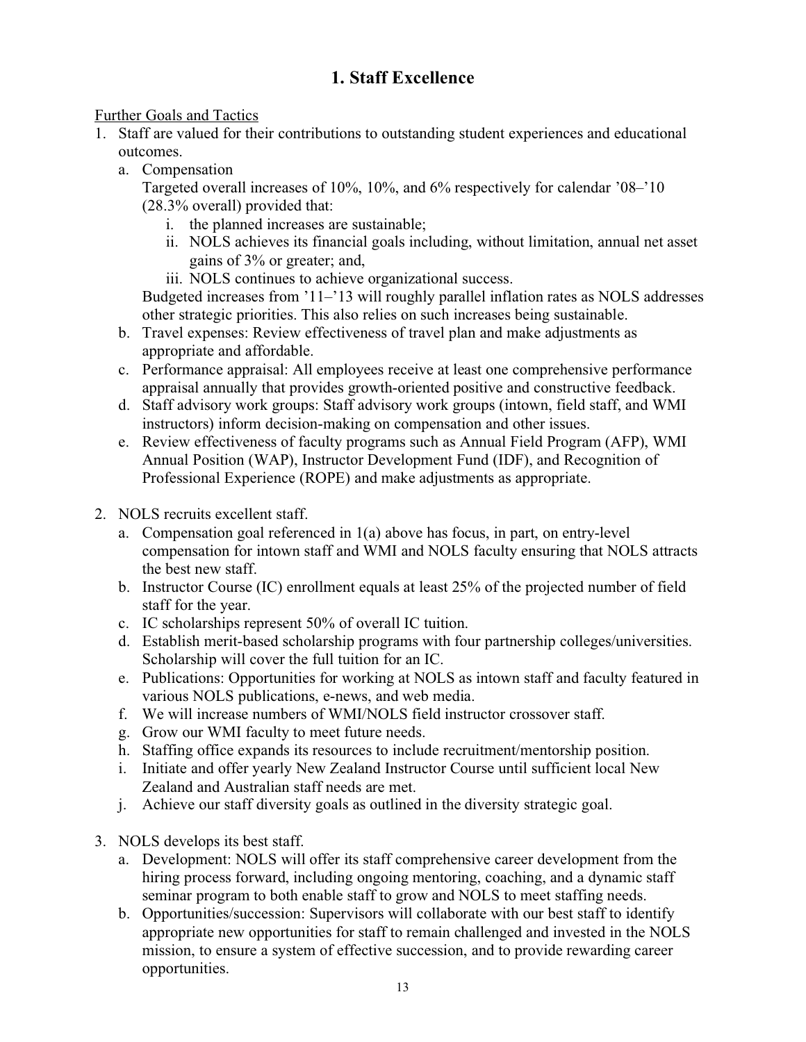# 1. Staff Excellence

Further Goals and Tactics

1. Staff are valued for their contributions to outstanding student experiences and educational outcomes.
   a. Compensation
      Targeted overall increases of 10%, 10%, and 6% respectively for calendar '08–'10 (28.3% overall) provided that:
      i. the planned increases are sustainable;
      ii. NOLS achieves its financial goals including, without limitation, annual net asset gains of 3% or greater; and,
      iii. NOLS continues to achieve organizational success.

      Budgeted increases from '11–'13 will roughly parallel inflation rates as NOLS addresses other strategic priorities. This also relies on such increases being sustainable.
   b. Travel expenses: Review effectiveness of travel plan and make adjustments as appropriate and affordable.
   c. Performance appraisal: All employees receive at least one comprehensive performance appraisal annually that provides growth-oriented positive and constructive feedback.
   d. Staff advisory work groups: Staff advisory work groups (intown, field staff, and WMI instructors) inform decision-making on compensation and other issues.
   e. Review effectiveness of faculty programs such as Annual Field Program (AFP), WMI Annual Position (WAP), Instructor Development Fund (IDF), and Recognition of Professional Experience (ROPE) and make adjustments as appropriate.

2. NOLS recruits excellent staff.
   a. Compensation goal referenced in 1(a) above has focus, in part, on entry-level compensation for intown staff and WMI and NOLS faculty ensuring that NOLS attracts the best new staff.
   b. Instructor Course (IC) enrollment equals at least 25% of the projected number of field staff for the year.
   c. IC scholarships represent 50% of overall IC tuition.
   d. Establish merit-based scholarship programs with four partnership colleges/universities. Scholarship will cover the full tuition for an IC.
   e. Publications: Opportunities for working at NOLS as intown staff and faculty featured in various NOLS publications, e-news, and web media.
   f. We will increase numbers of WMI/NOLS field instructor crossover staff.
   g. Grow our WMI faculty to meet future needs.
   h. Staffing office expands its resources to include recruitment/mentorship position.
   i. Initiate and offer yearly New Zealand Instructor Course until sufficient local New Zealand and Australian staff needs are met.
   j. Achieve our staff diversity goals as outlined in the diversity strategic goal.

3. NOLS develops its best staff.
   a. Development: NOLS will offer its staff comprehensive career development from the hiring process forward, including ongoing mentoring, coaching, and a dynamic staff seminar program to both enable staff to grow and NOLS to meet staffing needs.
   b. Opportunities/succession: Supervisors will collaborate with our best staff to identify appropriate new opportunities for staff to remain challenged and invested in the NOLS mission, to ensure a system of effective succession, and to provide rewarding career opportunities.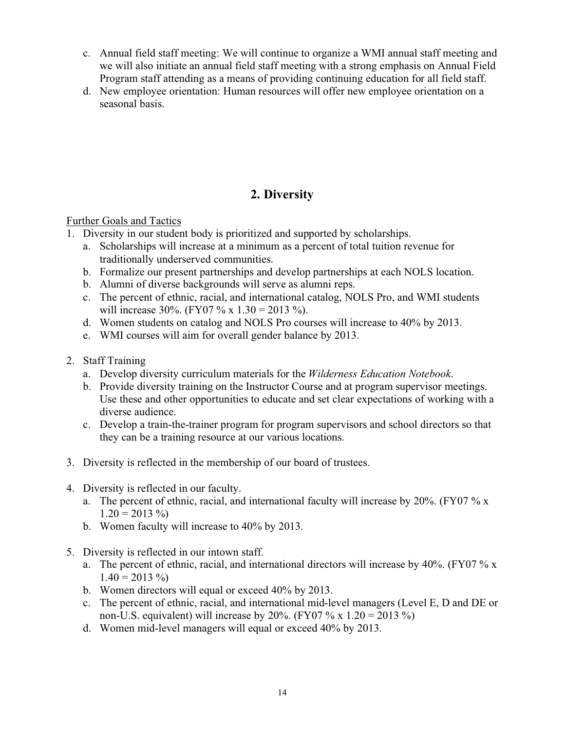c. Annual field staff meeting: We will continue to organize a WMI annual staff meeting and we will also initiate an annual field staff meeting with a strong emphasis on Annual Field Program staff attending as a means of providing continuing education for all field staff.
d. New employee orientation: Human resources will offer new employee orientation on a seasonal basis.

## 2. Diversity

<u>Further Goals and Tactics</u>

1. Diversity in our student body is prioritized and supported by scholarships.
   a. Scholarships will increase at a minimum as a percent of total tuition revenue for traditionally underserved communities.
   b. Formalize our present partnerships and develop partnerships at each NOLS location.
   b. Alumni of diverse backgrounds will serve as alumni reps.
   c. The percent of ethnic, racial, and international catalog, NOLS Pro, and WMI students will increase 30%. (FY07 % x 1.30 = 2013 %).
   d. Women students on catalog and NOLS Pro courses will increase to 40% by 2013.
   e. WMI courses will aim for overall gender balance by 2013.

2. Staff Training
   a. Develop diversity curriculum materials for the *Wilderness Education Notebook*.
   b. Provide diversity training on the Instructor Course and at program supervisor meetings. Use these and other opportunities to educate and set clear expectations of working with a diverse audience.
   c. Develop a train-the-trainer program for program supervisors and school directors so that they can be a training resource at our various locations.

3. Diversity is reflected in the membership of our board of trustees.

4. Diversity is reflected in our faculty.
   a. The percent of ethnic, racial, and international faculty will increase by 20%. (FY07 % x 1.20 = 2013 %)
   b. Women faculty will increase to 40% by 2013.

5. Diversity is reflected in our intown staff.
   a. The percent of ethnic, racial, and international directors will increase by 40%. (FY07 % x 1.40 = 2013 %)
   b. Women directors will equal or exceed 40% by 2013.
   c. The percent of ethnic, racial, and international mid-level managers (Level E, D and DE or non-U.S. equivalent) will increase by 20%. (FY07 % x 1.20 = 2013 %)
   d. Women mid-level managers will equal or exceed 40% by 2013.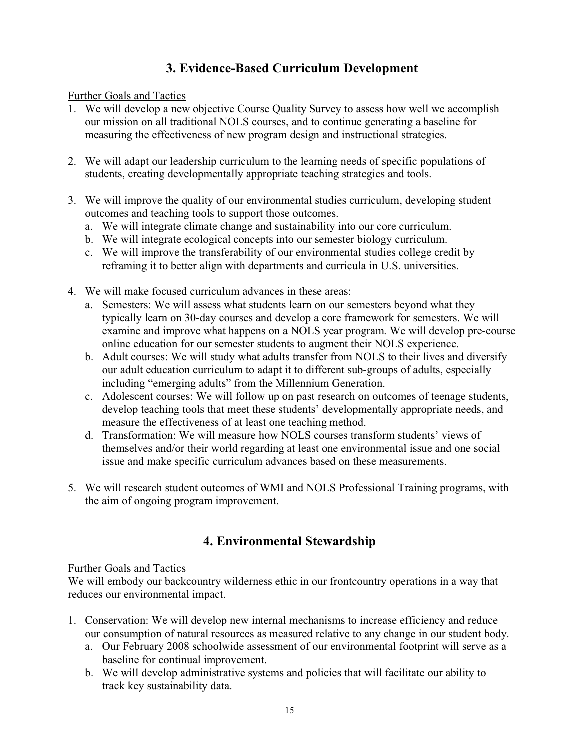## 3. Evidence-Based Curriculum Development

Further Goals and Tactics

1. We will develop a new objective Course Quality Survey to assess how well we accomplish our mission on all traditional NOLS courses, and to continue generating a baseline for measuring the effectiveness of new program design and instructional strategies.

2. We will adapt our leadership curriculum to the learning needs of specific populations of students, creating developmentally appropriate teaching strategies and tools.

3. We will improve the quality of our environmental studies curriculum, developing student outcomes and teaching tools to support those outcomes.
   a. We will integrate climate change and sustainability into our core curriculum.
   b. We will integrate ecological concepts into our semester biology curriculum.
   c. We will improve the transferability of our environmental studies college credit by reframing it to better align with departments and curricula in U.S. universities.

4. We will make focused curriculum advances in these areas:
   a. Semesters: We will assess what students learn on our semesters beyond what they typically learn on 30-day courses and develop a core framework for semesters. We will examine and improve what happens on a NOLS year program. We will develop pre-course online education for our semester students to augment their NOLS experience.
   b. Adult courses: We will study what adults transfer from NOLS to their lives and diversify our adult education curriculum to adapt it to different sub-groups of adults, especially including "emerging adults" from the Millennium Generation.
   c. Adolescent courses: We will follow up on past research on outcomes of teenage students, develop teaching tools that meet these students' developmentally appropriate needs, and measure the effectiveness of at least one teaching method.
   d. Transformation: We will measure how NOLS courses transform students' views of themselves and/or their world regarding at least one environmental issue and one social issue and make specific curriculum advances based on these measurements.

5. We will research student outcomes of WMI and NOLS Professional Training programs, with the aim of ongoing program improvement.

## 4. Environmental Stewardship

Further Goals and Tactics

We will embody our backcountry wilderness ethic in our frontcountry operations in a way that reduces our environmental impact.

1. Conservation: We will develop new internal mechanisms to increase efficiency and reduce our consumption of natural resources as measured relative to any change in our student body.
   a. Our February 2008 schoolwide assessment of our environmental footprint will serve as a baseline for continual improvement.
   b. We will develop administrative systems and policies that will facilitate our ability to track key sustainability data.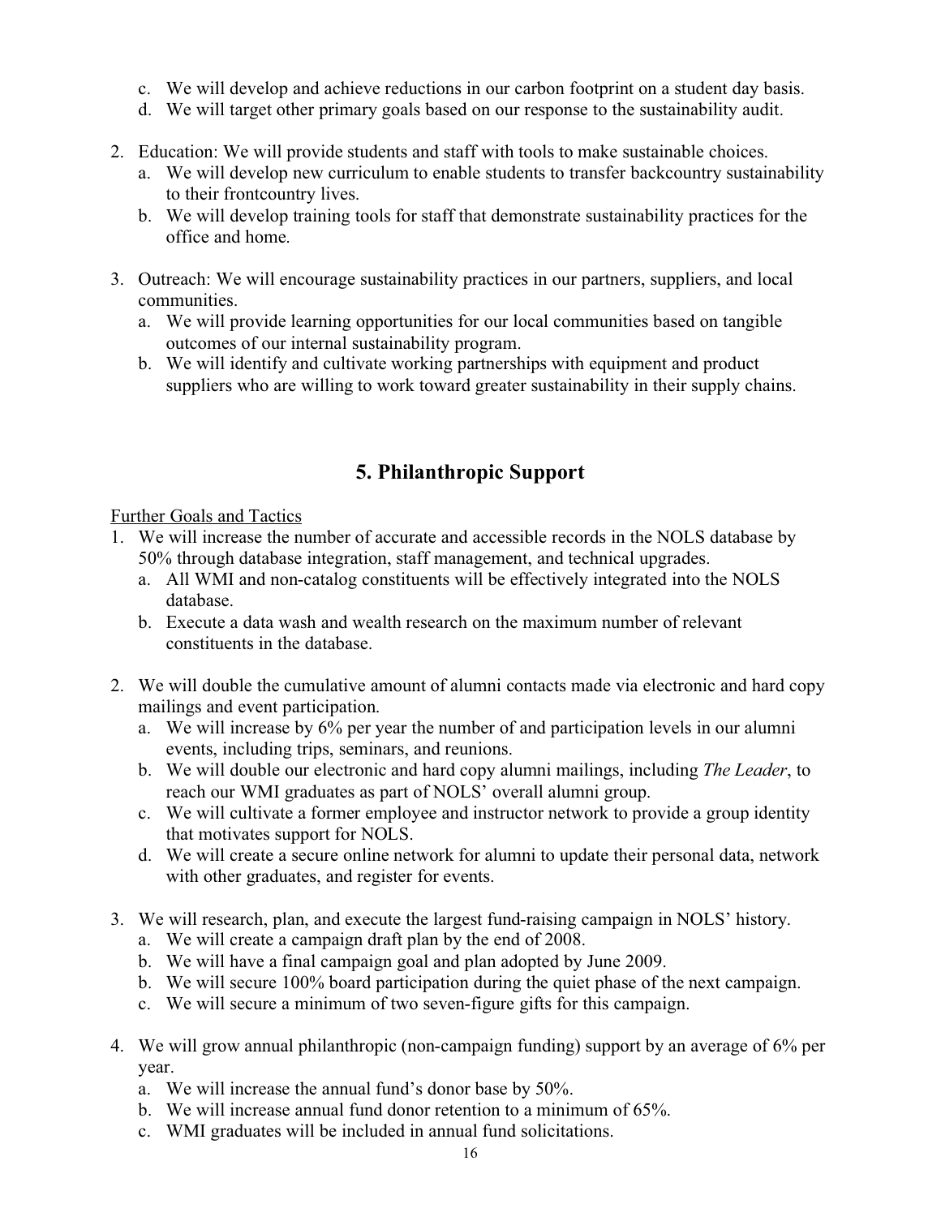c. We will develop and achieve reductions in our carbon footprint on a student day basis.
d. We will target other primary goals based on our response to the sustainability audit.

2. Education: We will provide students and staff with tools to make sustainable choices.
   a. We will develop new curriculum to enable students to transfer backcountry sustainability to their frontcountry lives.
   b. We will develop training tools for staff that demonstrate sustainability practices for the office and home.

3. Outreach: We will encourage sustainability practices in our partners, suppliers, and local communities.
   a. We will provide learning opportunities for our local communities based on tangible outcomes of our internal sustainability program.
   b. We will identify and cultivate working partnerships with equipment and product suppliers who are willing to work toward greater sustainability in their supply chains.

## 5. Philanthropic Support

Further Goals and Tactics

1. We will increase the number of accurate and accessible records in the NOLS database by 50% through database integration, staff management, and technical upgrades.
   a. All WMI and non-catalog constituents will be effectively integrated into the NOLS database.
   b. Execute a data wash and wealth research on the maximum number of relevant constituents in the database.

2. We will double the cumulative amount of alumni contacts made via electronic and hard copy mailings and event participation.
   a. We will increase by 6% per year the number of and participation levels in our alumni events, including trips, seminars, and reunions.
   b. We will double our electronic and hard copy alumni mailings, including *The Leader*, to reach our WMI graduates as part of NOLS' overall alumni group.
   c. We will cultivate a former employee and instructor network to provide a group identity that motivates support for NOLS.
   d. We will create a secure online network for alumni to update their personal data, network with other graduates, and register for events.

3. We will research, plan, and execute the largest fund-raising campaign in NOLS' history.
   a. We will create a campaign draft plan by the end of 2008.
   b. We will have a final campaign goal and plan adopted by June 2009.
   b. We will secure 100% board participation during the quiet phase of the next campaign.
   c. We will secure a minimum of two seven-figure gifts for this campaign.

4. We will grow annual philanthropic (non-campaign funding) support by an average of 6% per year.
   a. We will increase the annual fund's donor base by 50%.
   b. We will increase annual fund donor retention to a minimum of 65%.
   c. WMI graduates will be included in annual fund solicitations.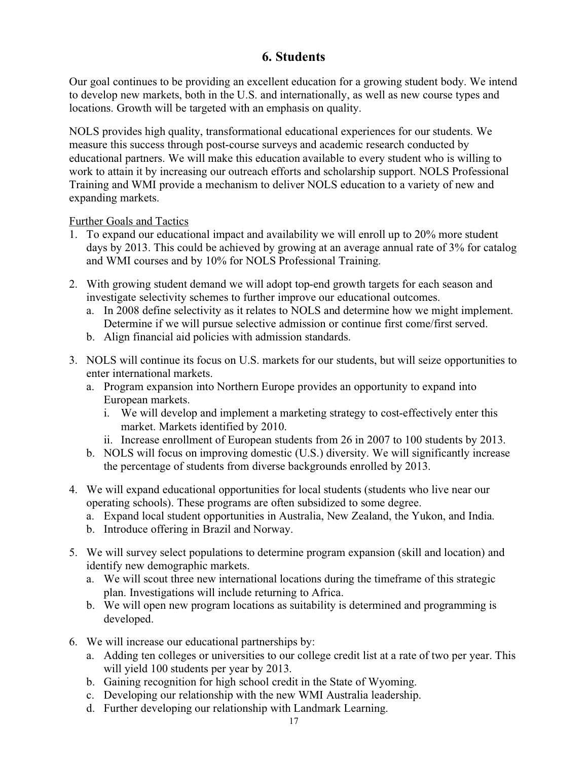## 6. Students

Our goal continues to be providing an excellent education for a growing student body. We intend to develop new markets, both in the U.S. and internationally, as well as new course types and locations. Growth will be targeted with an emphasis on quality.

NOLS provides high quality, transformational educational experiences for our students. We measure this success through post-course surveys and academic research conducted by educational partners. We will make this education available to every student who is willing to work to attain it by increasing our outreach efforts and scholarship support. NOLS Professional Training and WMI provide a mechanism to deliver NOLS education to a variety of new and expanding markets.

<u>Further Goals and Tactics</u>

1. To expand our educational impact and availability we will enroll up to 20% more student days by 2013. This could be achieved by growing at an average annual rate of 3% for catalog and WMI courses and by 10% for NOLS Professional Training.

2. With growing student demand we will adopt top-end growth targets for each season and investigate selectivity schemes to further improve our educational outcomes.
   a. In 2008 define selectivity as it relates to NOLS and determine how we might implement. Determine if we will pursue selective admission or continue first come/first served.
   b. Align financial aid policies with admission standards.

3. NOLS will continue its focus on U.S. markets for our students, but will seize opportunities to enter international markets.
   a. Program expansion into Northern Europe provides an opportunity to expand into European markets.
      i. We will develop and implement a marketing strategy to cost-effectively enter this market. Markets identified by 2010.
      ii. Increase enrollment of European students from 26 in 2007 to 100 students by 2013.
   b. NOLS will focus on improving domestic (U.S.) diversity. We will significantly increase the percentage of students from diverse backgrounds enrolled by 2013.

4. We will expand educational opportunities for local students (students who live near our operating schools). These programs are often subsidized to some degree.
   a. Expand local student opportunities in Australia, New Zealand, the Yukon, and India.
   b. Introduce offering in Brazil and Norway.

5. We will survey select populations to determine program expansion (skill and location) and identify new demographic markets.
   a. We will scout three new international locations during the timeframe of this strategic plan. Investigations will include returning to Africa.
   b. We will open new program locations as suitability is determined and programming is developed.

6. We will increase our educational partnerships by:
   a. Adding ten colleges or universities to our college credit list at a rate of two per year. This will yield 100 students per year by 2013.
   b. Gaining recognition for high school credit in the State of Wyoming.
   c. Developing our relationship with the new WMI Australia leadership.
   d. Further developing our relationship with Landmark Learning.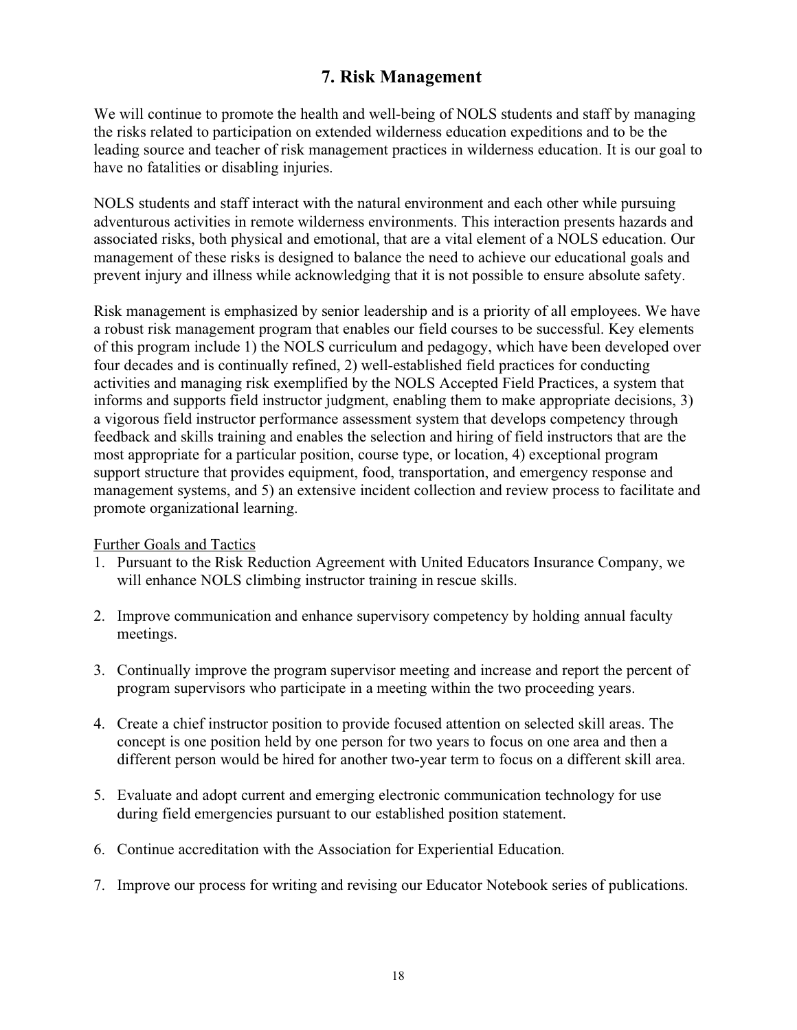## 7. Risk Management

We will continue to promote the health and well-being of NOLS students and staff by managing the risks related to participation on extended wilderness education expeditions and to be the leading source and teacher of risk management practices in wilderness education. It is our goal to have no fatalities or disabling injuries.

NOLS students and staff interact with the natural environment and each other while pursuing adventurous activities in remote wilderness environments. This interaction presents hazards and associated risks, both physical and emotional, that are a vital element of a NOLS education. Our management of these risks is designed to balance the need to achieve our educational goals and prevent injury and illness while acknowledging that it is not possible to ensure absolute safety.

Risk management is emphasized by senior leadership and is a priority of all employees. We have a robust risk management program that enables our field courses to be successful. Key elements of this program include 1) the NOLS curriculum and pedagogy, which have been developed over four decades and is continually refined, 2) well-established field practices for conducting activities and managing risk exemplified by the NOLS Accepted Field Practices, a system that informs and supports field instructor judgment, enabling them to make appropriate decisions, 3) a vigorous field instructor performance assessment system that develops competency through feedback and skills training and enables the selection and hiring of field instructors that are the most appropriate for a particular position, course type, or location, 4) exceptional program support structure that provides equipment, food, transportation, and emergency response and management systems, and 5) an extensive incident collection and review process to facilitate and promote organizational learning.

Further Goals and Tactics

1. Pursuant to the Risk Reduction Agreement with United Educators Insurance Company, we will enhance NOLS climbing instructor training in rescue skills.

2. Improve communication and enhance supervisory competency by holding annual faculty meetings.

3. Continually improve the program supervisor meeting and increase and report the percent of program supervisors who participate in a meeting within the two proceeding years.

4. Create a chief instructor position to provide focused attention on selected skill areas. The concept is one position held by one person for two years to focus on one area and then a different person would be hired for another two-year term to focus on a different skill area.

5. Evaluate and adopt current and emerging electronic communication technology for use during field emergencies pursuant to our established position statement.

6. Continue accreditation with the Association for Experiential Education.

7. Improve our process for writing and revising our Educator Notebook series of publications.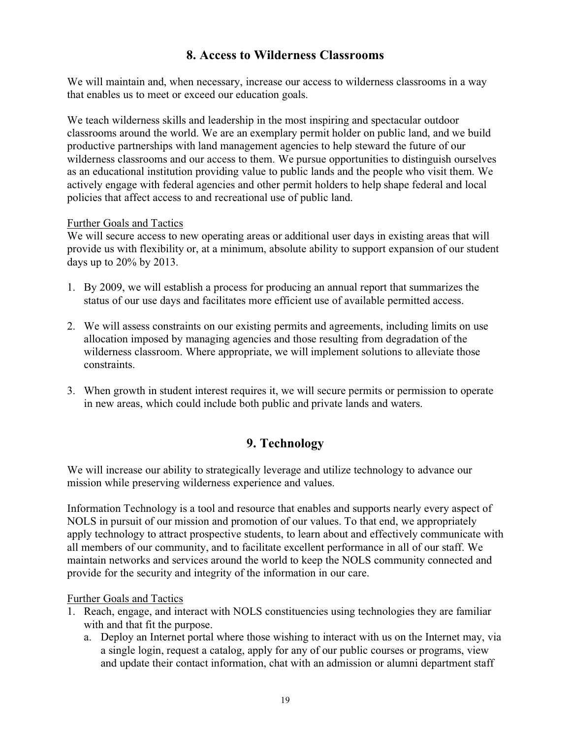## 8. Access to Wilderness Classrooms

We will maintain and, when necessary, increase our access to wilderness classrooms in a way that enables us to meet or exceed our education goals.

We teach wilderness skills and leadership in the most inspiring and spectacular outdoor classrooms around the world. We are an exemplary permit holder on public land, and we build productive partnerships with land management agencies to help steward the future of our wilderness classrooms and our access to them. We pursue opportunities to distinguish ourselves as an educational institution providing value to public lands and the people who visit them. We actively engage with federal agencies and other permit holders to help shape federal and local policies that affect access to and recreational use of public land.

<u>Further Goals and Tactics</u>

We will secure access to new operating areas or additional user days in existing areas that will provide us with flexibility or, at a minimum, absolute ability to support expansion of our student days up to 20% by 2013.

1. By 2009, we will establish a process for producing an annual report that summarizes the status of our use days and facilitates more efficient use of available permitted access.

2. We will assess constraints on our existing permits and agreements, including limits on use allocation imposed by managing agencies and those resulting from degradation of the wilderness classroom. Where appropriate, we will implement solutions to alleviate those constraints.

3. When growth in student interest requires it, we will secure permits or permission to operate in new areas, which could include both public and private lands and waters.

## 9. Technology

We will increase our ability to strategically leverage and utilize technology to advance our mission while preserving wilderness experience and values.

Information Technology is a tool and resource that enables and supports nearly every aspect of NOLS in pursuit of our mission and promotion of our values. To that end, we appropriately apply technology to attract prospective students, to learn about and effectively communicate with all members of our community, and to facilitate excellent performance in all of our staff. We maintain networks and services around the world to keep the NOLS community connected and provide for the security and integrity of the information in our care.

<u>Further Goals and Tactics</u>

1. Reach, engage, and interact with NOLS constituencies using technologies they are familiar with and that fit the purpose.
   a. Deploy an Internet portal where those wishing to interact with us on the Internet may, via a single login, request a catalog, apply for any of our public courses or programs, view and update their contact information, chat with an admission or alumni department staff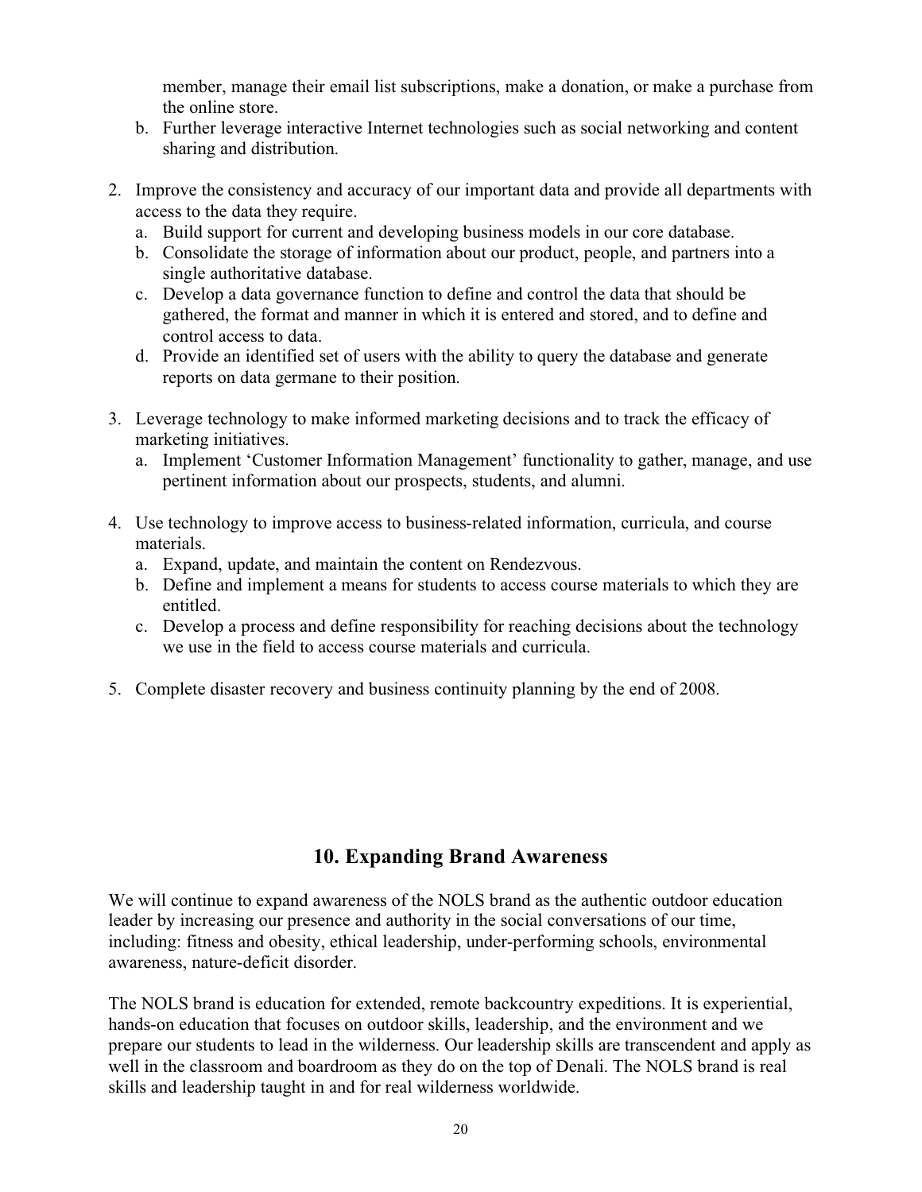member, manage their email list subscriptions, make a donation, or make a purchase from the online store.

   b. Further leverage interactive Internet technologies such as social networking and content sharing and distribution.

2. Improve the consistency and accuracy of our important data and provide all departments with access to the data they require.
   a. Build support for current and developing business models in our core database.
   b. Consolidate the storage of information about our product, people, and partners into a single authoritative database.
   c. Develop a data governance function to define and control the data that should be gathered, the format and manner in which it is entered and stored, and to define and control access to data.
   d. Provide an identified set of users with the ability to query the database and generate reports on data germane to their position.

3. Leverage technology to make informed marketing decisions and to track the efficacy of marketing initiatives.
   a. Implement 'Customer Information Management' functionality to gather, manage, and use pertinent information about our prospects, students, and alumni.

4. Use technology to improve access to business-related information, curricula, and course materials.
   a. Expand, update, and maintain the content on Rendezvous.
   b. Define and implement a means for students to access course materials to which they are entitled.
   c. Develop a process and define responsibility for reaching decisions about the technology we use in the field to access course materials and curricula.

5. Complete disaster recovery and business continuity planning by the end of 2008.

## 10. Expanding Brand Awareness

We will continue to expand awareness of the NOLS brand as the authentic outdoor education leader by increasing our presence and authority in the social conversations of our time, including: fitness and obesity, ethical leadership, under-performing schools, environmental awareness, nature-deficit disorder.

The NOLS brand is education for extended, remote backcountry expeditions. It is experiential, hands-on education that focuses on outdoor skills, leadership, and the environment and we prepare our students to lead in the wilderness. Our leadership skills are transcendent and apply as well in the classroom and boardroom as they do on the top of Denali. The NOLS brand is real skills and leadership taught in and for real wilderness worldwide.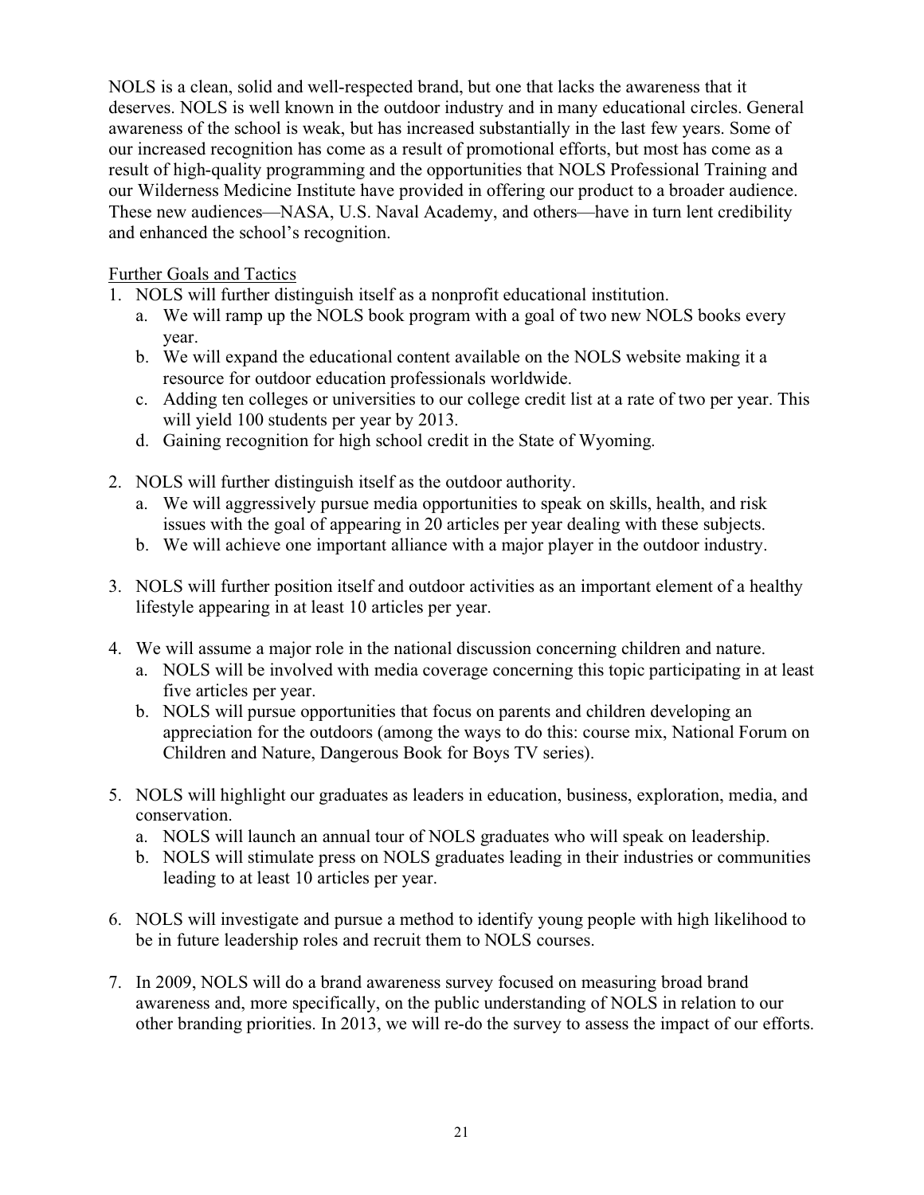NOLS is a clean, solid and well-respected brand, but one that lacks the awareness that it deserves. NOLS is well known in the outdoor industry and in many educational circles. General awareness of the school is weak, but has increased substantially in the last few years. Some of our increased recognition has come as a result of promotional efforts, but most has come as a result of high-quality programming and the opportunities that NOLS Professional Training and our Wilderness Medicine Institute have provided in offering our product to a broader audience. These new audiences—NASA, U.S. Naval Academy, and others—have in turn lent credibility and enhanced the school's recognition.

Further Goals and Tactics

1. NOLS will further distinguish itself as a nonprofit educational institution.
   a. We will ramp up the NOLS book program with a goal of two new NOLS books every year.
   b. We will expand the educational content available on the NOLS website making it a resource for outdoor education professionals worldwide.
   c. Adding ten colleges or universities to our college credit list at a rate of two per year. This will yield 100 students per year by 2013.
   d. Gaining recognition for high school credit in the State of Wyoming.

2. NOLS will further distinguish itself as the outdoor authority.
   a. We will aggressively pursue media opportunities to speak on skills, health, and risk issues with the goal of appearing in 20 articles per year dealing with these subjects.
   b. We will achieve one important alliance with a major player in the outdoor industry.

3. NOLS will further position itself and outdoor activities as an important element of a healthy lifestyle appearing in at least 10 articles per year.

4. We will assume a major role in the national discussion concerning children and nature.
   a. NOLS will be involved with media coverage concerning this topic participating in at least five articles per year.
   b. NOLS will pursue opportunities that focus on parents and children developing an appreciation for the outdoors (among the ways to do this: course mix, National Forum on Children and Nature, Dangerous Book for Boys TV series).

5. NOLS will highlight our graduates as leaders in education, business, exploration, media, and conservation.
   a. NOLS will launch an annual tour of NOLS graduates who will speak on leadership.
   b. NOLS will stimulate press on NOLS graduates leading in their industries or communities leading to at least 10 articles per year.

6. NOLS will investigate and pursue a method to identify young people with high likelihood to be in future leadership roles and recruit them to NOLS courses.

7. In 2009, NOLS will do a brand awareness survey focused on measuring broad brand awareness and, more specifically, on the public understanding of NOLS in relation to our other branding priorities. In 2013, we will re-do the survey to assess the impact of our efforts.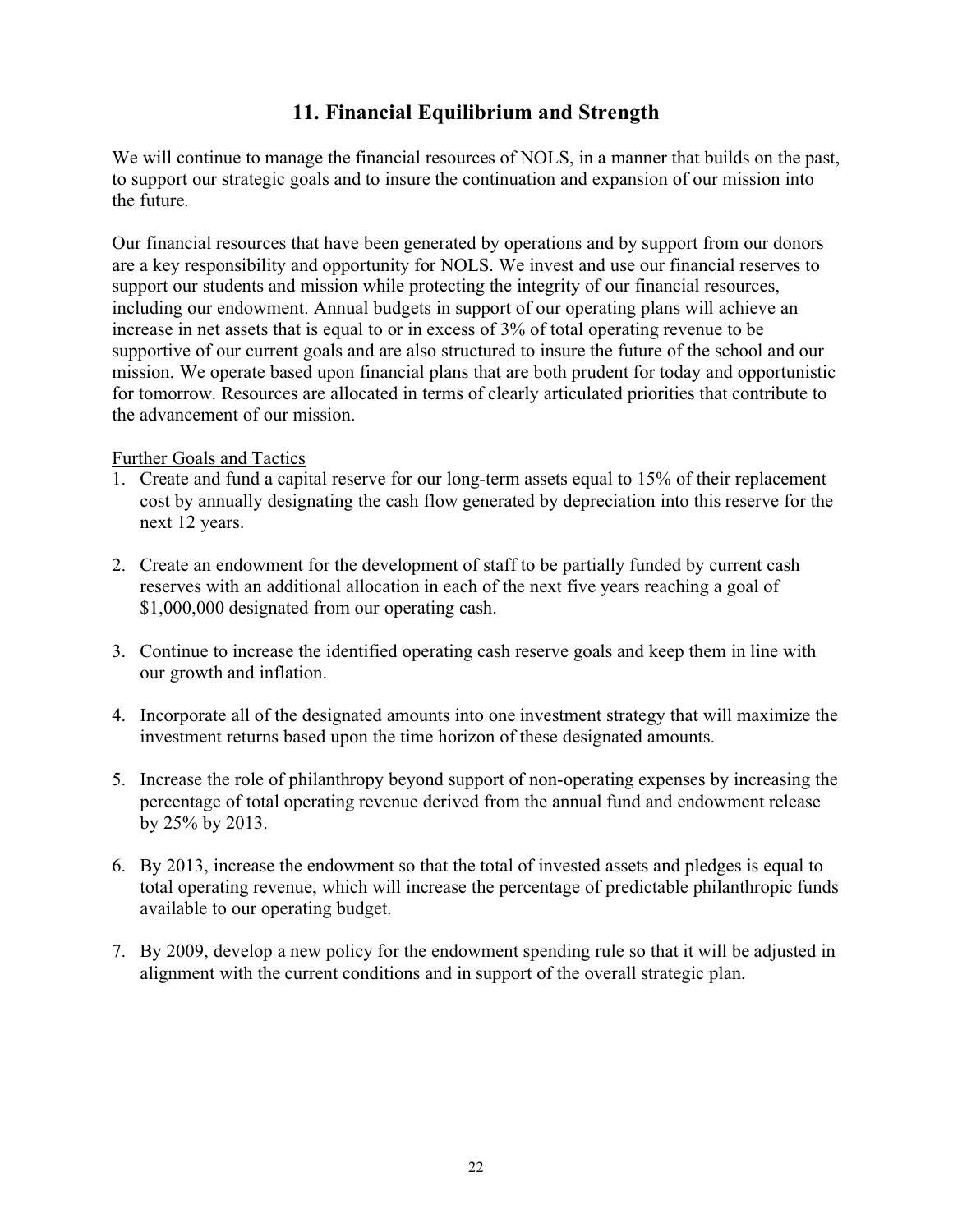## 11. Financial Equilibrium and Strength

We will continue to manage the financial resources of NOLS, in a manner that builds on the past, to support our strategic goals and to insure the continuation and expansion of our mission into the future.

Our financial resources that have been generated by operations and by support from our donors are a key responsibility and opportunity for NOLS. We invest and use our financial reserves to support our students and mission while protecting the integrity of our financial resources, including our endowment. Annual budgets in support of our operating plans will achieve an increase in net assets that is equal to or in excess of 3% of total operating revenue to be supportive of our current goals and are also structured to insure the future of the school and our mission. We operate based upon financial plans that are both prudent for today and opportunistic for tomorrow. Resources are allocated in terms of clearly articulated priorities that contribute to the advancement of our mission.

<u>Further Goals and Tactics</u>

1. Create and fund a capital reserve for our long-term assets equal to 15% of their replacement cost by annually designating the cash flow generated by depreciation into this reserve for the next 12 years.

2. Create an endowment for the development of staff to be partially funded by current cash reserves with an additional allocation in each of the next five years reaching a goal of $1,000,000 designated from our operating cash.

3. Continue to increase the identified operating cash reserve goals and keep them in line with our growth and inflation.

4. Incorporate all of the designated amounts into one investment strategy that will maximize the investment returns based upon the time horizon of these designated amounts.

5. Increase the role of philanthropy beyond support of non-operating expenses by increasing the percentage of total operating revenue derived from the annual fund and endowment release by 25% by 2013.

6. By 2013, increase the endowment so that the total of invested assets and pledges is equal to total operating revenue, which will increase the percentage of predictable philanthropic funds available to our operating budget.

7. By 2009, develop a new policy for the endowment spending rule so that it will be adjusted in alignment with the current conditions and in support of the overall strategic plan.